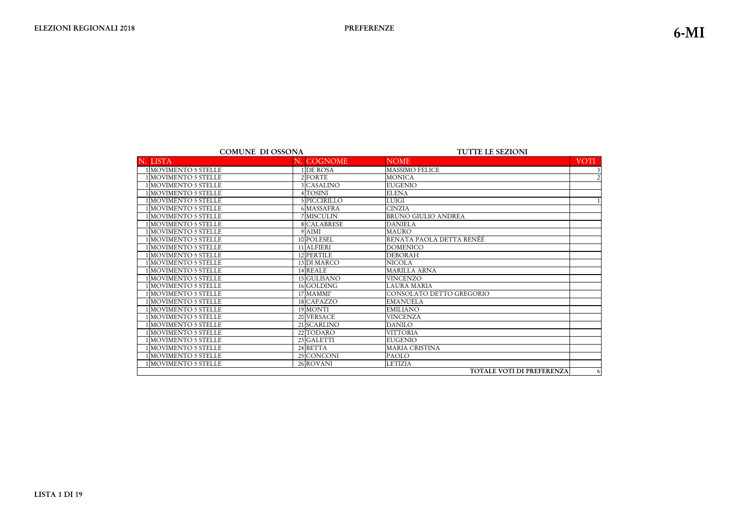ELEZIONI REGIONALI 2018

PREFERENZE

6-MI

**COMUNE DI OSSONA** — **TUTTE LE SEZIONI**

| N. | LISTA | N. | COGNOME | NOME | VOTI |
|---|---|---|---|---|---|
| 1 | MOVIMENTO 5 STELLE | 1 | DE ROSA | MASSIMO FELICE | 3 |
| 1 | MOVIMENTO 5 STELLE | 2 | FORTE | MONICA | 2 |
| 1 | MOVIMENTO 5 STELLE | 3 | CASALINO | EUGENIO | |
| 1 | MOVIMENTO 5 STELLE | 4 | TOSINI | ELENA | |
| 1 | MOVIMENTO 5 STELLE | 5 | PICCIRILLO | LUIGI | 1 |
| 1 | MOVIMENTO 5 STELLE | 6 | MASSAFRA | CINZIA | |
| 1 | MOVIMENTO 5 STELLE | 7 | MISCULIN | BRUNO GIULIO ANDREA | |
| 1 | MOVIMENTO 5 STELLE | 8 | CALABRESE | DANIELA | |
| 1 | MOVIMENTO 5 STELLE | 9 | AIMI | MAURO | |
| 1 | MOVIMENTO 5 STELLE | 10 | POLESEL | RENATA PAOLA DETTA RENÉÉ | |
| 1 | MOVIMENTO 5 STELLE | 11 | ALFIERI | DOMENICO | |
| 1 | MOVIMENTO 5 STELLE | 12 | PERTILE | DEBORAH | |
| 1 | MOVIMENTO 5 STELLE | 13 | DI MARCO | NICOLA | |
| 1 | MOVIMENTO 5 STELLE | 14 | REALE | MARILLA ARNA | |
| 1 | MOVIMENTO 5 STELLE | 15 | GULISANO | VINCENZO | |
| 1 | MOVIMENTO 5 STELLE | 16 | GOLDING | LAURA MARIA | |
| 1 | MOVIMENTO 5 STELLE | 17 | MAMMI' | CONSOLATO DETTO GREGORIO | |
| 1 | MOVIMENTO 5 STELLE | 18 | CAFAZZO | EMANUELA | |
| 1 | MOVIMENTO 5 STELLE | 19 | MONTI | EMILIANO | |
| 1 | MOVIMENTO 5 STELLE | 20 | VERSACE | VINCENZA | |
| 1 | MOVIMENTO 5 STELLE | 21 | SCARLINO | DANILO | |
| 1 | MOVIMENTO 5 STELLE | 22 | TODARO | VITTORIA | |
| 1 | MOVIMENTO 5 STELLE | 23 | GALETTI | EUGENIO | |
| 1 | MOVIMENTO 5 STELLE | 24 | BETTA | MARIA CRISTINA | |
| 1 | MOVIMENTO 5 STELLE | 25 | CONCONI | PAOLO | |
| 1 | MOVIMENTO 5 STELLE | 26 | ROVANI | LETIZIA | |
| | | | | **TOTALE VOTI DI PREFERENZA** | 6 |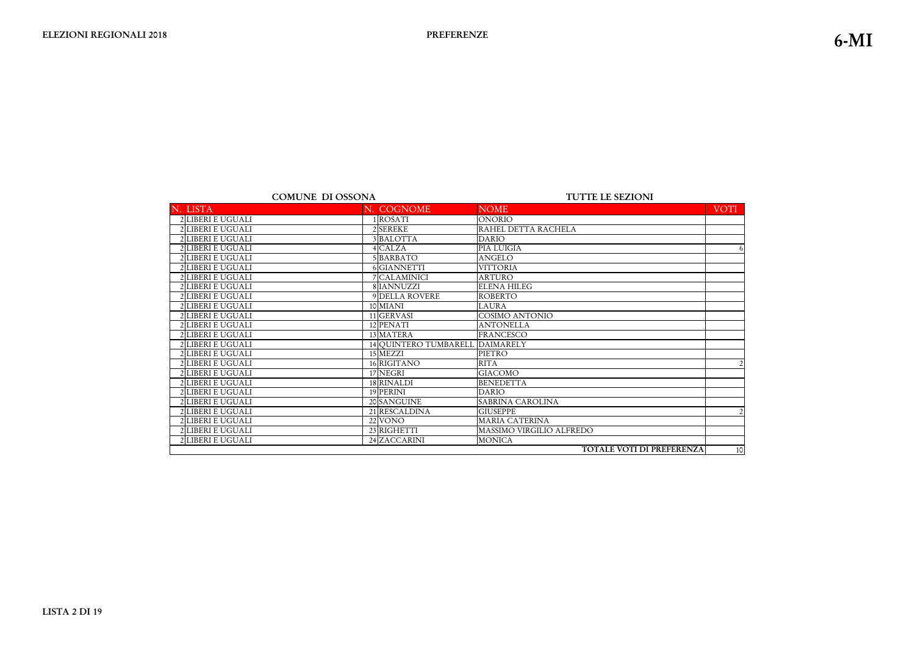**ELEZIONI REGIONALI 2018** | **PREFERENZE** | **6-MI**

**COMUNE DI OSSONA** | **TUTTE LE SEZIONI**

| N. | LISTA | N. | COGNOME | NOME | VOTI |
|---|---|---|---|---|---|
| 2 | LIBERI E UGUALI | 1 | ROSATI | ONORIO | |
| 2 | LIBERI E UGUALI | 2 | SEREKE | RAHEL DETTA RACHELA | |
| 2 | LIBERI E UGUALI | 3 | BALOTTA | DARIO | |
| 2 | LIBERI E UGUALI | 4 | CALZA | PIA LUIGIA | 6 |
| 2 | LIBERI E UGUALI | 5 | BARBATO | ANGELO | |
| 2 | LIBERI E UGUALI | 6 | GIANNETTI | VITTORIA | |
| 2 | LIBERI E UGUALI | 7 | CALAMINICI | ARTURO | |
| 2 | LIBERI E UGUALI | 8 | IANNUZZI | ELENA HILEG | |
| 2 | LIBERI E UGUALI | 9 | DELLA ROVERE | ROBERTO | |
| 2 | LIBERI E UGUALI | 10 | MIANI | LAURA | |
| 2 | LIBERI E UGUALI | 11 | GERVASI | COSIMO ANTONIO | |
| 2 | LIBERI E UGUALI | 12 | PENATI | ANTONELLA | |
| 2 | LIBERI E UGUALI | 13 | MATERA | FRANCESCO | |
| 2 | LIBERI E UGUALI | 14 | QUINTERO TUMBARELL | DAIMARELY | |
| 2 | LIBERI E UGUALI | 15 | MEZZI | PIETRO | |
| 2 | LIBERI E UGUALI | 16 | RIGITANO | RITA | 2 |
| 2 | LIBERI E UGUALI | 17 | NEGRI | GIACOMO | |
| 2 | LIBERI E UGUALI | 18 | RINALDI | BENEDETTA | |
| 2 | LIBERI E UGUALI | 19 | PERINI | DARIO | |
| 2 | LIBERI E UGUALI | 20 | SANGUINE | SABRINA CAROLINA | |
| 2 | LIBERI E UGUALI | 21 | RESCALDINA | GIUSEPPE | 2 |
| 2 | LIBERI E UGUALI | 22 | VONO | MARIA CATERINA | |
| 2 | LIBERI E UGUALI | 23 | RIGHETTI | MASSIMO VIRGILIO ALFREDO | |
| 2 | LIBERI E UGUALI | 24 | ZACCARINI | MONICA | |
| | | | | **TOTALE VOTI DI PREFERENZA** | 10 |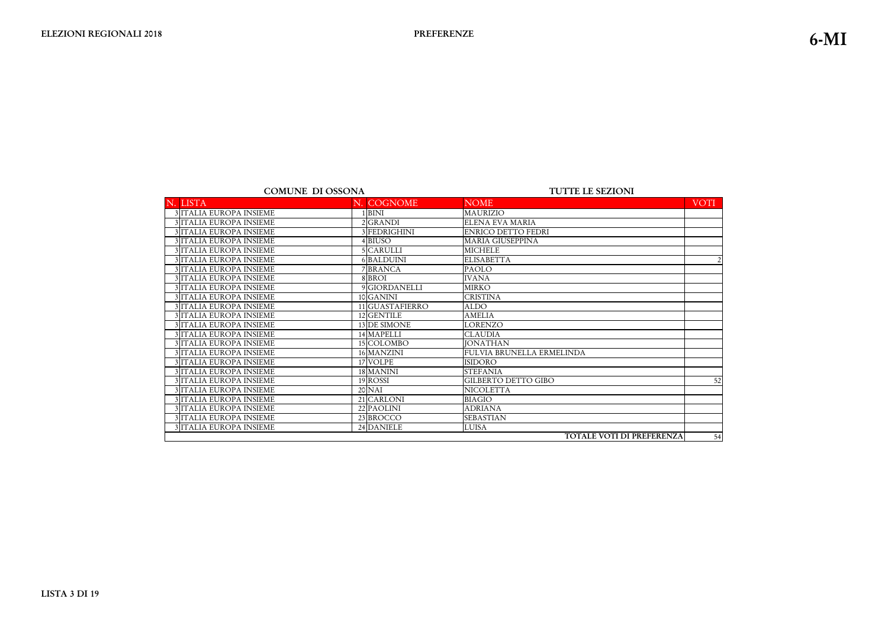**ELEZIONI REGIONALI 2018** **PREFERENZE** **6-MI**

**COMUNE DI OSSONA** **TUTTE LE SEZIONI**

| N. | LISTA | N. | COGNOME | NOME | VOTI |
|---|---|---|---|---|---|
| 3 | ITALIA EUROPA INSIEME | 1 | BINI | MAURIZIO | |
| 3 | ITALIA EUROPA INSIEME | 2 | GRANDI | ELENA EVA MARIA | |
| 3 | ITALIA EUROPA INSIEME | 3 | FEDRIGHINI | ENRICO DETTO FEDRI | |
| 3 | ITALIA EUROPA INSIEME | 4 | BIUSO | MARIA GIUSEPPINA | |
| 3 | ITALIA EUROPA INSIEME | 5 | CARULLI | MICHELE | |
| 3 | ITALIA EUROPA INSIEME | 6 | BALDUINI | ELISABETTA | 2 |
| 3 | ITALIA EUROPA INSIEME | 7 | BRANCA | PAOLO | |
| 3 | ITALIA EUROPA INSIEME | 8 | BROI | IVANA | |
| 3 | ITALIA EUROPA INSIEME | 9 | GIORDANELLI | MIRKO | |
| 3 | ITALIA EUROPA INSIEME | 10 | GANINI | CRISTINA | |
| 3 | ITALIA EUROPA INSIEME | 11 | GUASTAFIERRO | ALDO | |
| 3 | ITALIA EUROPA INSIEME | 12 | GENTILE | AMELIA | |
| 3 | ITALIA EUROPA INSIEME | 13 | DE SIMONE | LORENZO | |
| 3 | ITALIA EUROPA INSIEME | 14 | MAPELLI | CLAUDIA | |
| 3 | ITALIA EUROPA INSIEME | 15 | COLOMBO | JONATHAN | |
| 3 | ITALIA EUROPA INSIEME | 16 | MANZINI | FULVIA BRUNELLA ERMELINDA | |
| 3 | ITALIA EUROPA INSIEME | 17 | VOLPE | ISIDORO | |
| 3 | ITALIA EUROPA INSIEME | 18 | MANINI | STEFANIA | |
| 3 | ITALIA EUROPA INSIEME | 19 | ROSSI | GILBERTO DETTO GIBO | 52 |
| 3 | ITALIA EUROPA INSIEME | 20 | NAI | NICOLETTA | |
| 3 | ITALIA EUROPA INSIEME | 21 | CARLONI | BIAGIO | |
| 3 | ITALIA EUROPA INSIEME | 22 | PAOLINI | ADRIANA | |
| 3 | ITALIA EUROPA INSIEME | 23 | BROCCO | SEBASTIAN | |
| 3 | ITALIA EUROPA INSIEME | 24 | DANIELE | LUISA | |
| | | | | **TOTALE VOTI DI PREFERENZA** | 54 |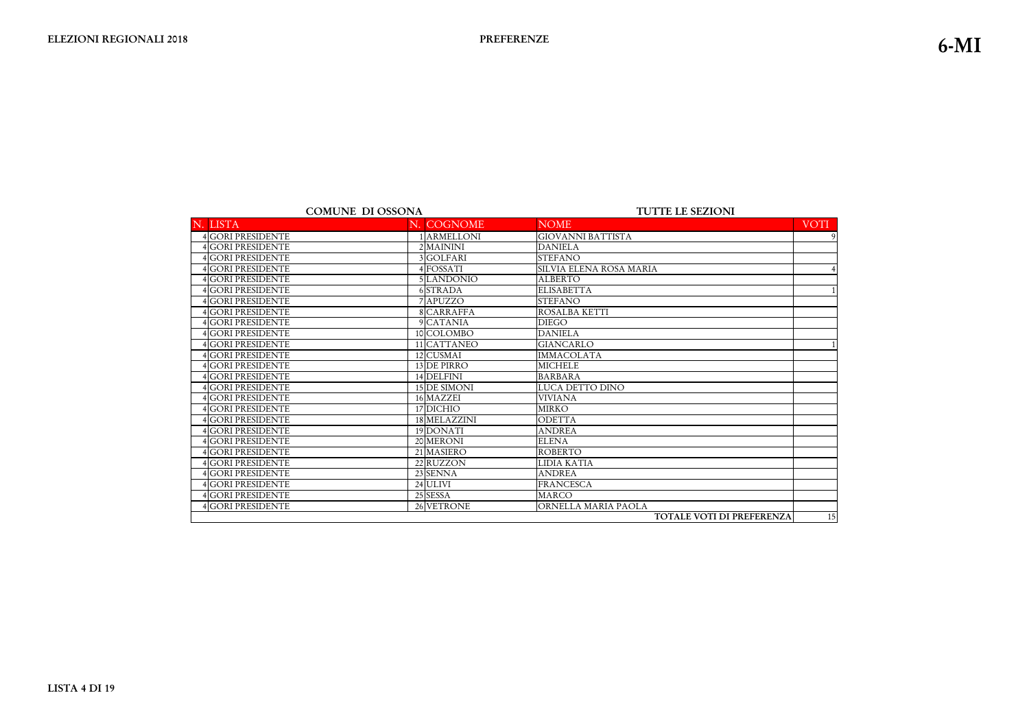**ELEZIONI REGIONALI 2018** **PREFERENZE** **6-MI**

**COMUNE DI OSSONA** **TUTTE LE SEZIONI**

| N. | LISTA | N. | COGNOME | NOME | VOTI |
|---|---|---|---|---|---|
| 4 | GORI PRESIDENTE | 1 | ARMELLONI | GIOVANNI BATTISTA | 9 |
| 4 | GORI PRESIDENTE | 2 | MAININI | DANIELA | |
| 4 | GORI PRESIDENTE | 3 | GOLFARI | STEFANO | |
| 4 | GORI PRESIDENTE | 4 | FOSSATI | SILVIA ELENA ROSA MARIA | 4 |
| 4 | GORI PRESIDENTE | 5 | LANDONIO | ALBERTO | |
| 4 | GORI PRESIDENTE | 6 | STRADA | ELISABETTA | 1 |
| 4 | GORI PRESIDENTE | 7 | APUZZO | STEFANO | |
| 4 | GORI PRESIDENTE | 8 | CARRAFFA | ROSALBA KETTI | |
| 4 | GORI PRESIDENTE | 9 | CATANIA | DIEGO | |
| 4 | GORI PRESIDENTE | 10 | COLOMBO | DANIELA | |
| 4 | GORI PRESIDENTE | 11 | CATTANEO | GIANCARLO | 1 |
| 4 | GORI PRESIDENTE | 12 | CUSMAI | IMMACOLATA | |
| 4 | GORI PRESIDENTE | 13 | DE PIRRO | MICHELE | |
| 4 | GORI PRESIDENTE | 14 | DELFINI | BARBARA | |
| 4 | GORI PRESIDENTE | 15 | DE SIMONI | LUCA DETTO DINO | |
| 4 | GORI PRESIDENTE | 16 | MAZZEI | VIVIANA | |
| 4 | GORI PRESIDENTE | 17 | DICHIO | MIRKO | |
| 4 | GORI PRESIDENTE | 18 | MELAZZINI | ODETTA | |
| 4 | GORI PRESIDENTE | 19 | DONATI | ANDREA | |
| 4 | GORI PRESIDENTE | 20 | MERONI | ELENA | |
| 4 | GORI PRESIDENTE | 21 | MASIERO | ROBERTO | |
| 4 | GORI PRESIDENTE | 22 | RUZZON | LIDIA KATIA | |
| 4 | GORI PRESIDENTE | 23 | SENNA | ANDREA | |
| 4 | GORI PRESIDENTE | 24 | ULIVI | FRANCESCA | |
| 4 | GORI PRESIDENTE | 25 | SESSA | MARCO | |
| 4 | GORI PRESIDENTE | 26 | VETRONE | ORNELLA MARIA PAOLA | |
| | | | | **TOTALE VOTI DI PREFERENZA** | 15 |

**LISTA 4 DI 19**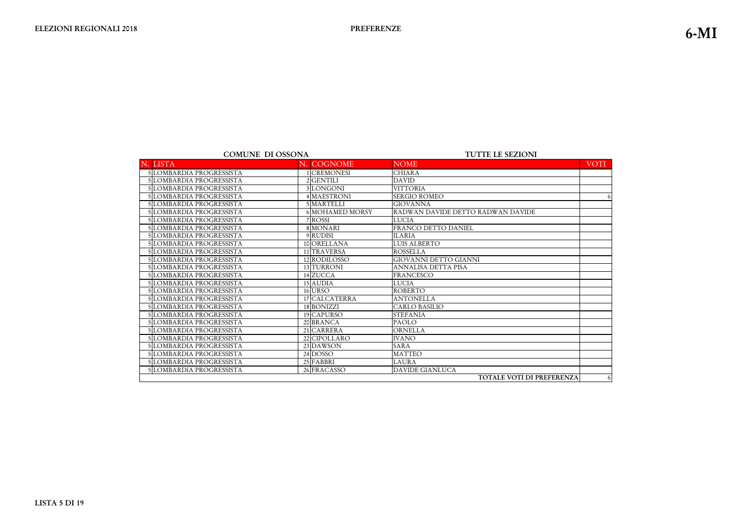**ELEZIONI REGIONALI 2018**

**PREFERENZE**

**6-MI**

**COMUNE DI OSSONA** — **TUTTE LE SEZIONI**

| N. | LISTA | N. | COGNOME | NOME | VOTI |
|---|---|---|---|---|---|
| 5 | LOMBARDIA PROGRESSISTA | 1 | CREMONESI | CHIARA | |
| 5 | LOMBARDIA PROGRESSISTA | 2 | GENTILI | DAVID | |
| 5 | LOMBARDIA PROGRESSISTA | 3 | LONGONI | VITTORIA | |
| 5 | LOMBARDIA PROGRESSISTA | 4 | MAESTRONI | SERGIO ROMEO | 6 |
| 5 | LOMBARDIA PROGRESSISTA | 5 | MARTELLI | GIOVANNA | |
| 5 | LOMBARDIA PROGRESSISTA | 6 | MOHAMED MORSY | RADWAN DAVIDE DETTO RADWAN DAVIDE | |
| 5 | LOMBARDIA PROGRESSISTA | 7 | ROSSI | LUCIA | |
| 5 | LOMBARDIA PROGRESSISTA | 8 | MONARI | FRANCO DETTO DANIEL | |
| 5 | LOMBARDIA PROGRESSISTA | 9 | RUDISI | ILARIA | |
| 5 | LOMBARDIA PROGRESSISTA | 10 | ORELLANA | LUIS ALBERTO | |
| 5 | LOMBARDIA PROGRESSISTA | 11 | TRAVERSA | ROSSELLA | |
| 5 | LOMBARDIA PROGRESSISTA | 12 | RODILOSSO | GIOVANNI DETTO GIANNI | |
| 5 | LOMBARDIA PROGRESSISTA | 13 | TURRONI | ANNALISA DETTA PISA | |
| 5 | LOMBARDIA PROGRESSISTA | 14 | ZUCCA | FRANCESCO | |
| 5 | LOMBARDIA PROGRESSISTA | 15 | AUDIA | LUCIA | |
| 5 | LOMBARDIA PROGRESSISTA | 16 | URSO | ROBERTO | |
| 5 | LOMBARDIA PROGRESSISTA | 17 | CALCATERRA | ANTONELLA | |
| 5 | LOMBARDIA PROGRESSISTA | 18 | BONIZZI | CARLO BASILIO | |
| 5 | LOMBARDIA PROGRESSISTA | 19 | CAPURSO | STEFANIA | |
| 5 | LOMBARDIA PROGRESSISTA | 20 | BRANCA | PAOLO | |
| 5 | LOMBARDIA PROGRESSISTA | 21 | CARRERA | ORNELLA | |
| 5 | LOMBARDIA PROGRESSISTA | 22 | CIPOLLARO | IVANO | |
| 5 | LOMBARDIA PROGRESSISTA | 23 | DAWSON | SARA | |
| 5 | LOMBARDIA PROGRESSISTA | 24 | DOSSO | MATTEO | |
| 5 | LOMBARDIA PROGRESSISTA | 25 | FABBRI | LAURA | |
| 5 | LOMBARDIA PROGRESSISTA | 26 | FRACASSO | DAVIDE GIANLUCA | |
| | | | | **TOTALE VOTI DI PREFERENZA** | 6 |

**LISTA 5 DI 19**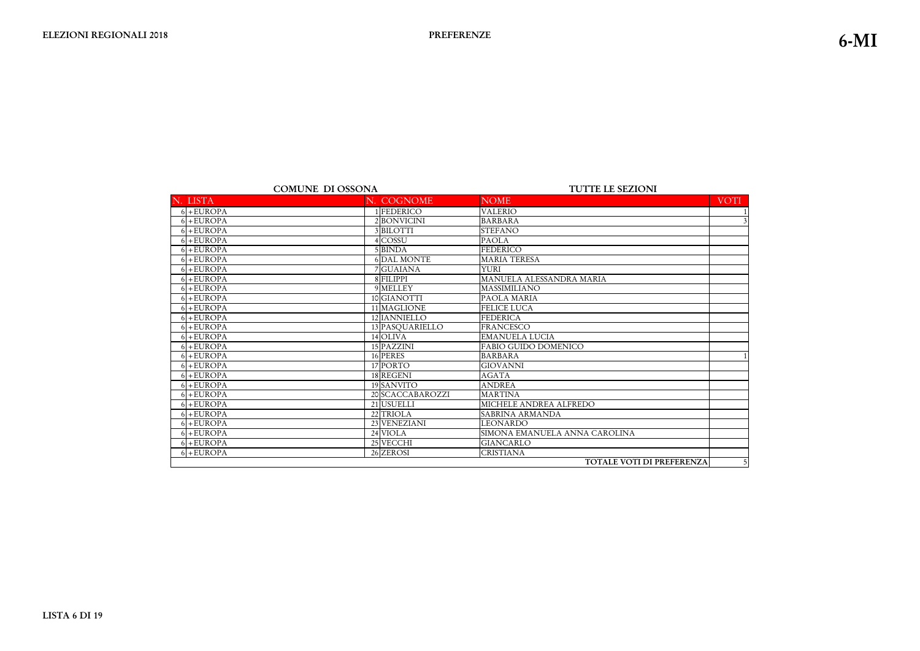**ELEZIONI REGIONALI 2018**

**PREFERENZE**

**6-MI**

**COMUNE DI OSSONA** — **TUTTE LE SEZIONI**

| N. | LISTA | N. | COGNOME | NOME | VOTI |
|---|---|---|---|---|---|
| 6 | +EUROPA | 1 | FEDERICO | VALERIO | 1 |
| 6 | +EUROPA | 2 | BONVICINI | BARBARA | 3 |
| 6 | +EUROPA | 3 | BILOTTI | STEFANO | |
| 6 | +EUROPA | 4 | COSSU | PAOLA | |
| 6 | +EUROPA | 5 | BINDA | FEDERICO | |
| 6 | +EUROPA | 6 | DAL MONTE | MARIA TERESA | |
| 6 | +EUROPA | 7 | GUAIANA | YURI | |
| 6 | +EUROPA | 8 | FILIPPI | MANUELA ALESSANDRA MARIA | |
| 6 | +EUROPA | 9 | MELLEY | MASSIMILIANO | |
| 6 | +EUROPA | 10 | GIANOTTI | PAOLA MARIA | |
| 6 | +EUROPA | 11 | MAGLIONE | FELICE LUCA | |
| 6 | +EUROPA | 12 | IANNIELLO | FEDERICA | |
| 6 | +EUROPA | 13 | PASQUARIELLO | FRANCESCO | |
| 6 | +EUROPA | 14 | OLIVA | EMANUELA LUCIA | |
| 6 | +EUROPA | 15 | PAZZINI | FABIO GUIDO DOMENICO | |
| 6 | +EUROPA | 16 | PERES | BARBARA | 1 |
| 6 | +EUROPA | 17 | PORTO | GIOVANNI | |
| 6 | +EUROPA | 18 | REGENI | AGATA | |
| 6 | +EUROPA | 19 | SANVITO | ANDREA | |
| 6 | +EUROPA | 20 | SCACCABAROZZI | MARTINA | |
| 6 | +EUROPA | 21 | USUELLI | MICHELE ANDREA ALFREDO | |
| 6 | +EUROPA | 22 | TRIOLA | SABRINA ARMANDA | |
| 6 | +EUROPA | 23 | VENEZIANI | LEONARDO | |
| 6 | +EUROPA | 24 | VIOLA | SIMONA EMANUELA ANNA CAROLINA | |
| 6 | +EUROPA | 25 | VECCHI | GIANCARLO | |
| 6 | +EUROPA | 26 | ZEROSI | CRISTIANA | |
| | | | | **TOTALE VOTI DI PREFERENZA** | 5 |

**LISTA 6 DI 19**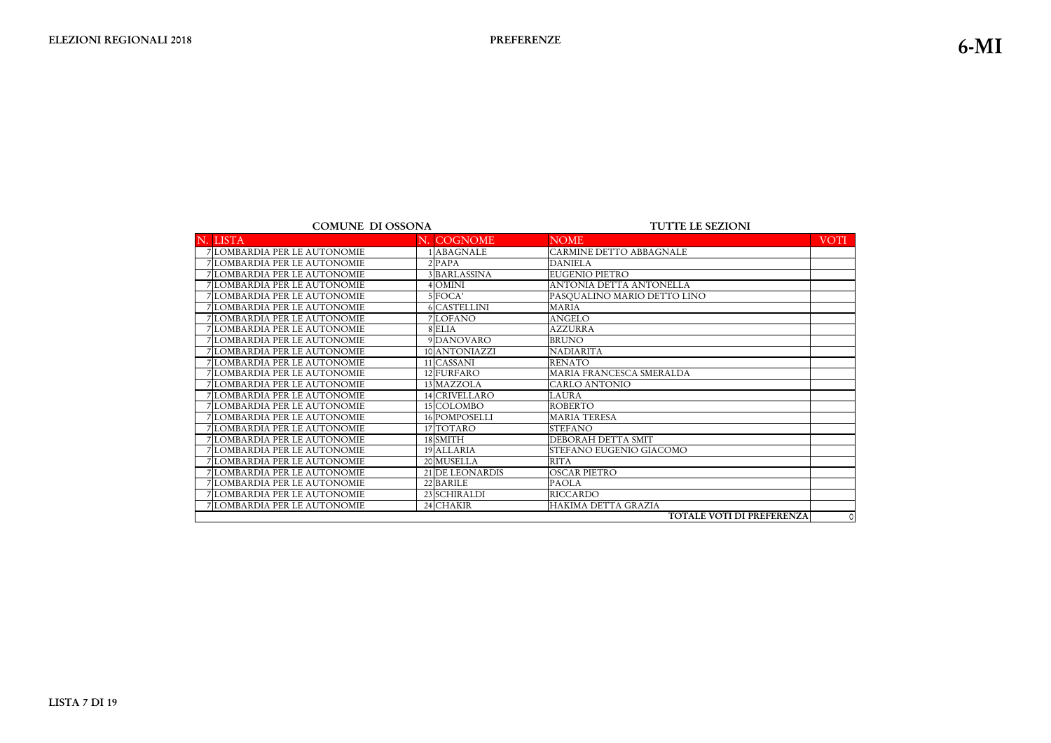**ELEZIONI REGIONALI 2018** **PREFERENZE** **6-MI**

**COMUNE DI OSSONA** **TUTTE LE SEZIONI**

| N. | LISTA | N. | COGNOME | NOME | VOTI |
|---|---|---|---|---|---|
| 7 | LOMBARDIA PER LE AUTONOMIE | 1 | ABAGNALE | CARMINE DETTO ABBAGNALE | |
| 7 | LOMBARDIA PER LE AUTONOMIE | 2 | PAPA | DANIELA | |
| 7 | LOMBARDIA PER LE AUTONOMIE | 3 | BARLASSINA | EUGENIO PIETRO | |
| 7 | LOMBARDIA PER LE AUTONOMIE | 4 | OMINI | ANTONIA DETTA ANTONELLA | |
| 7 | LOMBARDIA PER LE AUTONOMIE | 5 | FOCA' | PASQUALINO MARIO DETTO LINO | |
| 7 | LOMBARDIA PER LE AUTONOMIE | 6 | CASTELLINI | MARIA | |
| 7 | LOMBARDIA PER LE AUTONOMIE | 7 | LOFANO | ANGELO | |
| 7 | LOMBARDIA PER LE AUTONOMIE | 8 | ELIA | AZZURRA | |
| 7 | LOMBARDIA PER LE AUTONOMIE | 9 | DANOVARO | BRUNO | |
| 7 | LOMBARDIA PER LE AUTONOMIE | 10 | ANTONIAZZI | NADIARITA | |
| 7 | LOMBARDIA PER LE AUTONOMIE | 11 | CASSANI | RENATO | |
| 7 | LOMBARDIA PER LE AUTONOMIE | 12 | FURFARO | MARIA FRANCESCA SMERALDA | |
| 7 | LOMBARDIA PER LE AUTONOMIE | 13 | MAZZOLA | CARLO ANTONIO | |
| 7 | LOMBARDIA PER LE AUTONOMIE | 14 | CRIVELLARO | LAURA | |
| 7 | LOMBARDIA PER LE AUTONOMIE | 15 | COLOMBO | ROBERTO | |
| 7 | LOMBARDIA PER LE AUTONOMIE | 16 | POMPOSELLI | MARIA TERESA | |
| 7 | LOMBARDIA PER LE AUTONOMIE | 17 | TOTARO | STEFANO | |
| 7 | LOMBARDIA PER LE AUTONOMIE | 18 | SMITH | DEBORAH DETTA SMIT | |
| 7 | LOMBARDIA PER LE AUTONOMIE | 19 | ALLARIA | STEFANO EUGENIO GIACOMO | |
| 7 | LOMBARDIA PER LE AUTONOMIE | 20 | MUSELLA | RITA | |
| 7 | LOMBARDIA PER LE AUTONOMIE | 21 | DE LEONARDIS | OSCAR PIETRO | |
| 7 | LOMBARDIA PER LE AUTONOMIE | 22 | BARILE | PAOLA | |
| 7 | LOMBARDIA PER LE AUTONOMIE | 23 | SCHIRALDI | RICCARDO | |
| 7 | LOMBARDIA PER LE AUTONOMIE | 24 | CHAKIR | HAKIMA DETTA GRAZIA | |
| | | | | **TOTALE VOTI DI PREFERENZA** | 0 |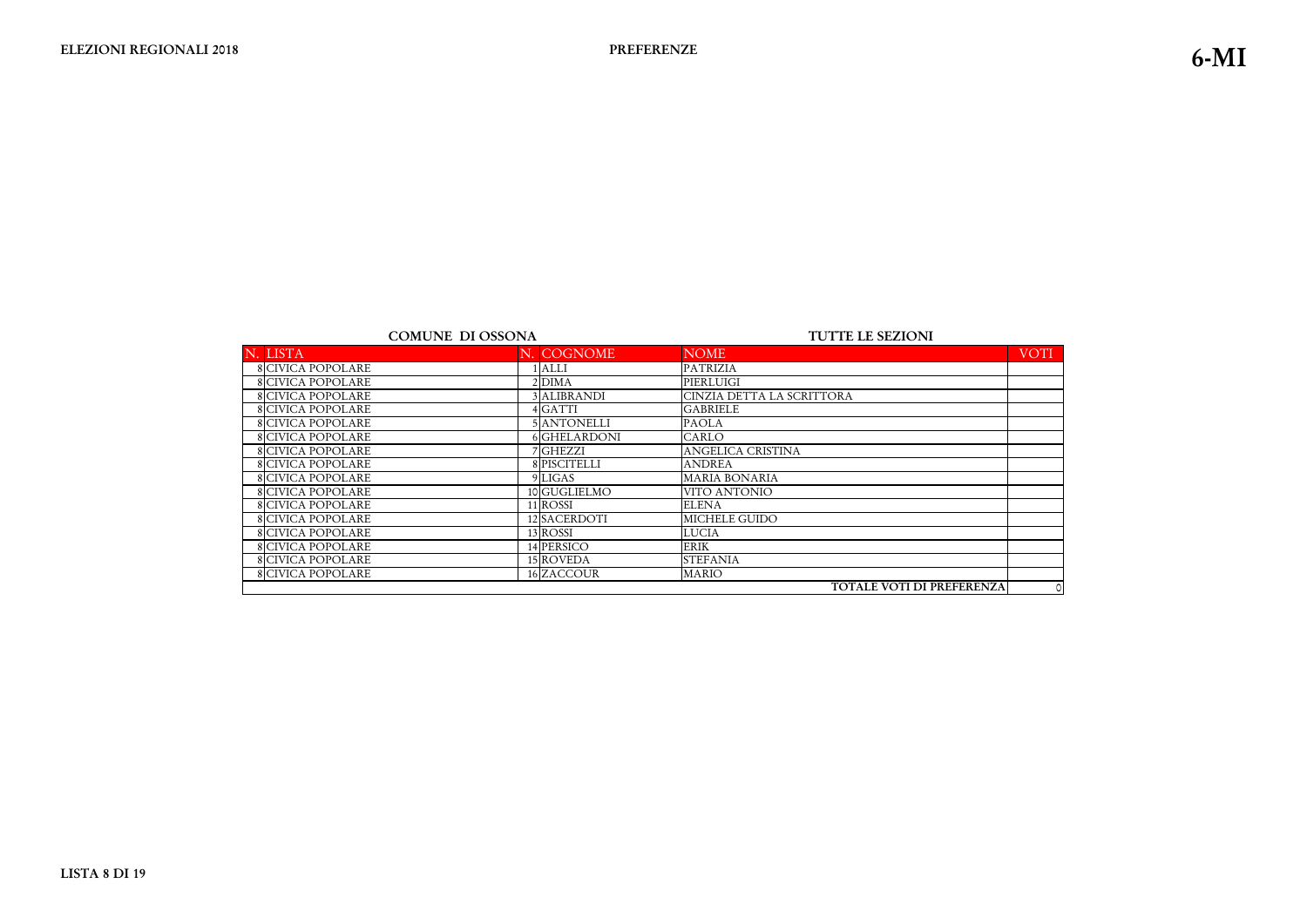**ELEZIONI REGIONALI 2018** **PREFERENZE** **6-MI**

**COMUNE DI OSSONA** **TUTTE LE SEZIONI**

| N. | LISTA | N. | COGNOME | NOME | VOTI |
|---|---|---|---|---|---|
| 8 | CIVICA POPOLARE | 1 | ALLI | PATRIZIA | |
| 8 | CIVICA POPOLARE | 2 | DIMA | PIERLUIGI | |
| 8 | CIVICA POPOLARE | 3 | ALIBRANDI | CINZIA DETTA LA SCRITTORA | |
| 8 | CIVICA POPOLARE | 4 | GATTI | GABRIELE | |
| 8 | CIVICA POPOLARE | 5 | ANTONELLI | PAOLA | |
| 8 | CIVICA POPOLARE | 6 | GHELARDONI | CARLO | |
| 8 | CIVICA POPOLARE | 7 | GHEZZI | ANGELICA CRISTINA | |
| 8 | CIVICA POPOLARE | 8 | PISCITELLI | ANDREA | |
| 8 | CIVICA POPOLARE | 9 | LIGAS | MARIA BONARIA | |
| 8 | CIVICA POPOLARE | 10 | GUGLIELMO | VITO ANTONIO | |
| 8 | CIVICA POPOLARE | 11 | ROSSI | ELENA | |
| 8 | CIVICA POPOLARE | 12 | SACERDOTI | MICHELE GUIDO | |
| 8 | CIVICA POPOLARE | 13 | ROSSI | LUCIA | |
| 8 | CIVICA POPOLARE | 14 | PERSICO | ERIK | |
| 8 | CIVICA POPOLARE | 15 | ROVEDA | STEFANIA | |
| 8 | CIVICA POPOLARE | 16 | ZACCOUR | MARIO | |
| | | | | **TOTALE VOTI DI PREFERENZA** | 0 |

**LISTA 8 DI 19**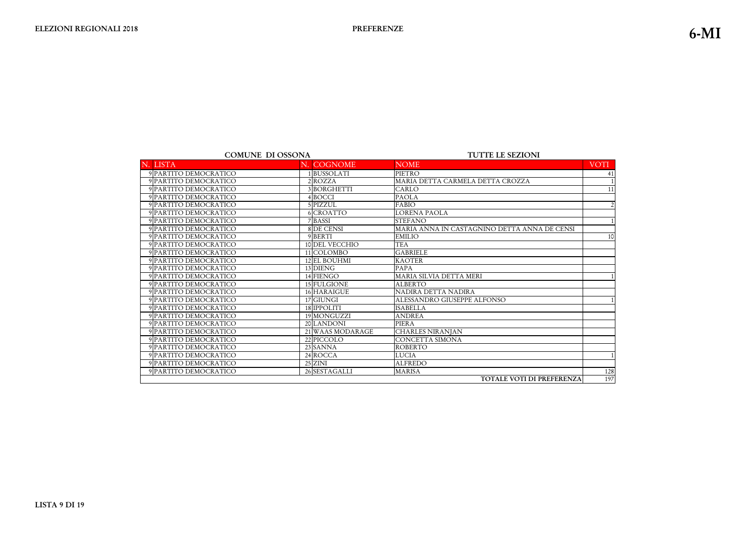ELEZIONI REGIONALI 2018

PREFERENZE

6-MI

**COMUNE DI OSSONA** — **TUTTE LE SEZIONI**

| N. | LISTA | N. | COGNOME | NOME | VOTI |
|---|---|---|---|---|---|
| 9 | PARTITO DEMOCRATICO | 1 | BUSSOLATI | PIETRO | 41 |
| 9 | PARTITO DEMOCRATICO | 2 | ROZZA | MARIA DETTA CARMELA DETTA CROZZA | 1 |
| 9 | PARTITO DEMOCRATICO | 3 | BORGHETTI | CARLO | 11 |
| 9 | PARTITO DEMOCRATICO | 4 | BOCCI | PAOLA | |
| 9 | PARTITO DEMOCRATICO | 5 | PIZZUL | FABIO | 2 |
| 9 | PARTITO DEMOCRATICO | 6 | CROATTO | LORENA PAOLA | |
| 9 | PARTITO DEMOCRATICO | 7 | BASSI | STEFANO | 1 |
| 9 | PARTITO DEMOCRATICO | 8 | DE CENSI | MARIA ANNA IN CASTAGNINO DETTA ANNA DE CENSI | |
| 9 | PARTITO DEMOCRATICO | 9 | BERTI | EMILIO | 10 |
| 9 | PARTITO DEMOCRATICO | 10 | DEL VECCHIO | TEA | |
| 9 | PARTITO DEMOCRATICO | 11 | COLOMBO | GABRIELE | |
| 9 | PARTITO DEMOCRATICO | 12 | EL BOUHMI | KAOTER | |
| 9 | PARTITO DEMOCRATICO | 13 | DIENG | PAPA | |
| 9 | PARTITO DEMOCRATICO | 14 | FIENGO | MARIA SILVIA DETTA MERI | 1 |
| 9 | PARTITO DEMOCRATICO | 15 | FULGIONE | ALBERTO | |
| 9 | PARTITO DEMOCRATICO | 16 | HARAIGUE | NADIRA DETTA NADIRA | |
| 9 | PARTITO DEMOCRATICO | 17 | GIUNGI | ALESSANDRO GIUSEPPE ALFONSO | 1 |
| 9 | PARTITO DEMOCRATICO | 18 | IPPOLITI | ISABELLA | |
| 9 | PARTITO DEMOCRATICO | 19 | MONGUZZI | ANDREA | |
| 9 | PARTITO DEMOCRATICO | 20 | LANDONI | PIERA | |
| 9 | PARTITO DEMOCRATICO | 21 | WAAS MODARAGE | CHARLES NIRANJAN | |
| 9 | PARTITO DEMOCRATICO | 22 | PICCOLO | CONCETTA SIMONA | |
| 9 | PARTITO DEMOCRATICO | 23 | SANNA | ROBERTO | |
| 9 | PARTITO DEMOCRATICO | 24 | ROCCA | LUCIA | 1 |
| 9 | PARTITO DEMOCRATICO | 25 | ZINI | ALFREDO | |
| 9 | PARTITO DEMOCRATICO | 26 | SESTAGALLI | MARISA | 128 |
| | | | | **TOTALE VOTI DI PREFERENZA** | 197 |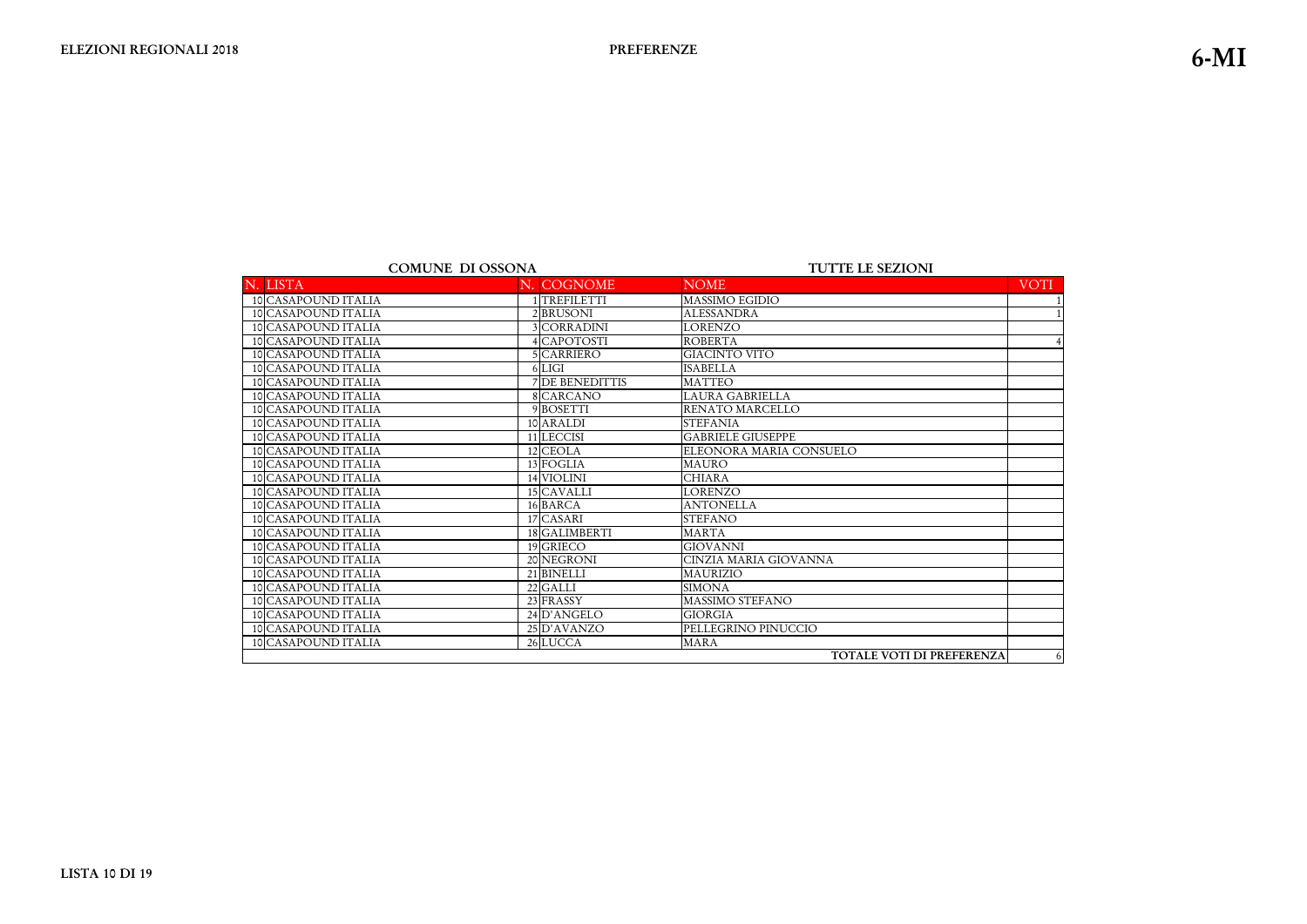**ELEZIONI REGIONALI 2018** **PREFERENZE** **6-MI**

**COMUNE DI OSSONA** **TUTTE LE SEZIONI**

| N. | LISTA | N. | COGNOME | NOME | VOTI |
|---|---|---|---|---|---|
| 10 | CASAPOUND ITALIA | 1 | TREFILETTI | MASSIMO EGIDIO | 1 |
| 10 | CASAPOUND ITALIA | 2 | BRUSONI | ALESSANDRA | 1 |
| 10 | CASAPOUND ITALIA | 3 | CORRADINI | LORENZO | |
| 10 | CASAPOUND ITALIA | 4 | CAPOTOSTI | ROBERTA | 4 |
| 10 | CASAPOUND ITALIA | 5 | CARRIERO | GIACINTO VITO | |
| 10 | CASAPOUND ITALIA | 6 | LIGI | ISABELLA | |
| 10 | CASAPOUND ITALIA | 7 | DE BENEDITTIS | MATTEO | |
| 10 | CASAPOUND ITALIA | 8 | CARCANO | LAURA GABRIELLA | |
| 10 | CASAPOUND ITALIA | 9 | BOSETTI | RENATO MARCELLO | |
| 10 | CASAPOUND ITALIA | 10 | ARALDI | STEFANIA | |
| 10 | CASAPOUND ITALIA | 11 | LECCISI | GABRIELE GIUSEPPE | |
| 10 | CASAPOUND ITALIA | 12 | CEOLA | ELEONORA MARIA CONSUELO | |
| 10 | CASAPOUND ITALIA | 13 | FOGLIA | MAURO | |
| 10 | CASAPOUND ITALIA | 14 | VIOLINI | CHIARA | |
| 10 | CASAPOUND ITALIA | 15 | CAVALLI | LORENZO | |
| 10 | CASAPOUND ITALIA | 16 | BARCA | ANTONELLA | |
| 10 | CASAPOUND ITALIA | 17 | CASARI | STEFANO | |
| 10 | CASAPOUND ITALIA | 18 | GALIMBERTI | MARTA | |
| 10 | CASAPOUND ITALIA | 19 | GRIECO | GIOVANNI | |
| 10 | CASAPOUND ITALIA | 20 | NEGRONI | CINZIA MARIA GIOVANNA | |
| 10 | CASAPOUND ITALIA | 21 | BINELLI | MAURIZIO | |
| 10 | CASAPOUND ITALIA | 22 | GALLI | SIMONA | |
| 10 | CASAPOUND ITALIA | 23 | FRASSY | MASSIMO STEFANO | |
| 10 | CASAPOUND ITALIA | 24 | D'ANGELO | GIORGIA | |
| 10 | CASAPOUND ITALIA | 25 | D'AVANZO | PELLEGRINO PINUCCIO | |
| 10 | CASAPOUND ITALIA | 26 | LUCCA | MARA | |
| | | | | **TOTALE VOTI DI PREFERENZA** | 6 |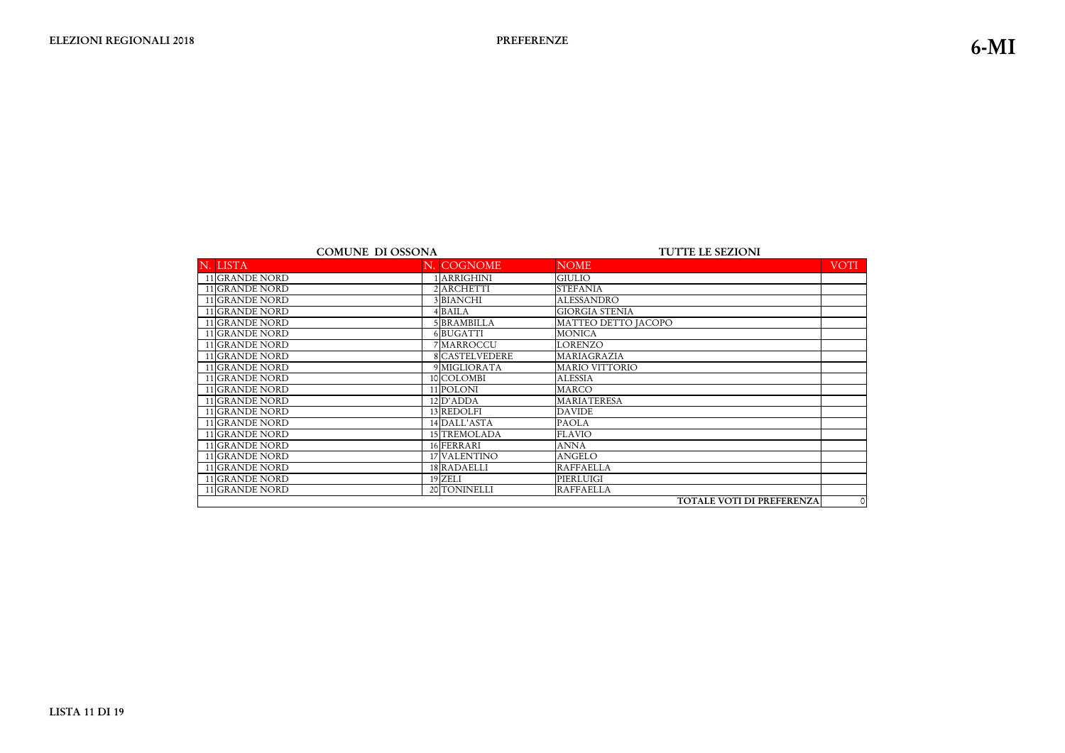**ELEZIONI REGIONALI 2018**

**PREFERENZE**

**6-MI**

**COMUNE DI OSSONA** — **TUTTE LE SEZIONI**

| N. | LISTA | N. | COGNOME | NOME | VOTI |
|---|---|---|---|---|---|
| 11 | GRANDE NORD | 1 | ARRIGHINI | GIULIO | |
| 11 | GRANDE NORD | 2 | ARCHETTI | STEFANIA | |
| 11 | GRANDE NORD | 3 | BIANCHI | ALESSANDRO | |
| 11 | GRANDE NORD | 4 | BAILA | GIORGIA STENIA | |
| 11 | GRANDE NORD | 5 | BRAMBILLA | MATTEO DETTO JACOPO | |
| 11 | GRANDE NORD | 6 | BUGATTI | MONICA | |
| 11 | GRANDE NORD | 7 | MARROCCU | LORENZO | |
| 11 | GRANDE NORD | 8 | CASTELVEDERE | MARIAGRAZIA | |
| 11 | GRANDE NORD | 9 | MIGLIORATA | MARIO VITTORIO | |
| 11 | GRANDE NORD | 10 | COLOMBI | ALESSIA | |
| 11 | GRANDE NORD | 11 | POLONI | MARCO | |
| 11 | GRANDE NORD | 12 | D'ADDA | MARIATERESA | |
| 11 | GRANDE NORD | 13 | REDOLFI | DAVIDE | |
| 11 | GRANDE NORD | 14 | DALL'ASTA | PAOLA | |
| 11 | GRANDE NORD | 15 | TREMOLADA | FLAVIO | |
| 11 | GRANDE NORD | 16 | FERRARI | ANNA | |
| 11 | GRANDE NORD | 17 | VALENTINO | ANGELO | |
| 11 | GRANDE NORD | 18 | RADAELLI | RAFFAELLA | |
| 11 | GRANDE NORD | 19 | ZELI | PIERLUIGI | |
| 11 | GRANDE NORD | 20 | TONINELLI | RAFFAELLA | |
| | | | | **TOTALE VOTI DI PREFERENZA** | 0 |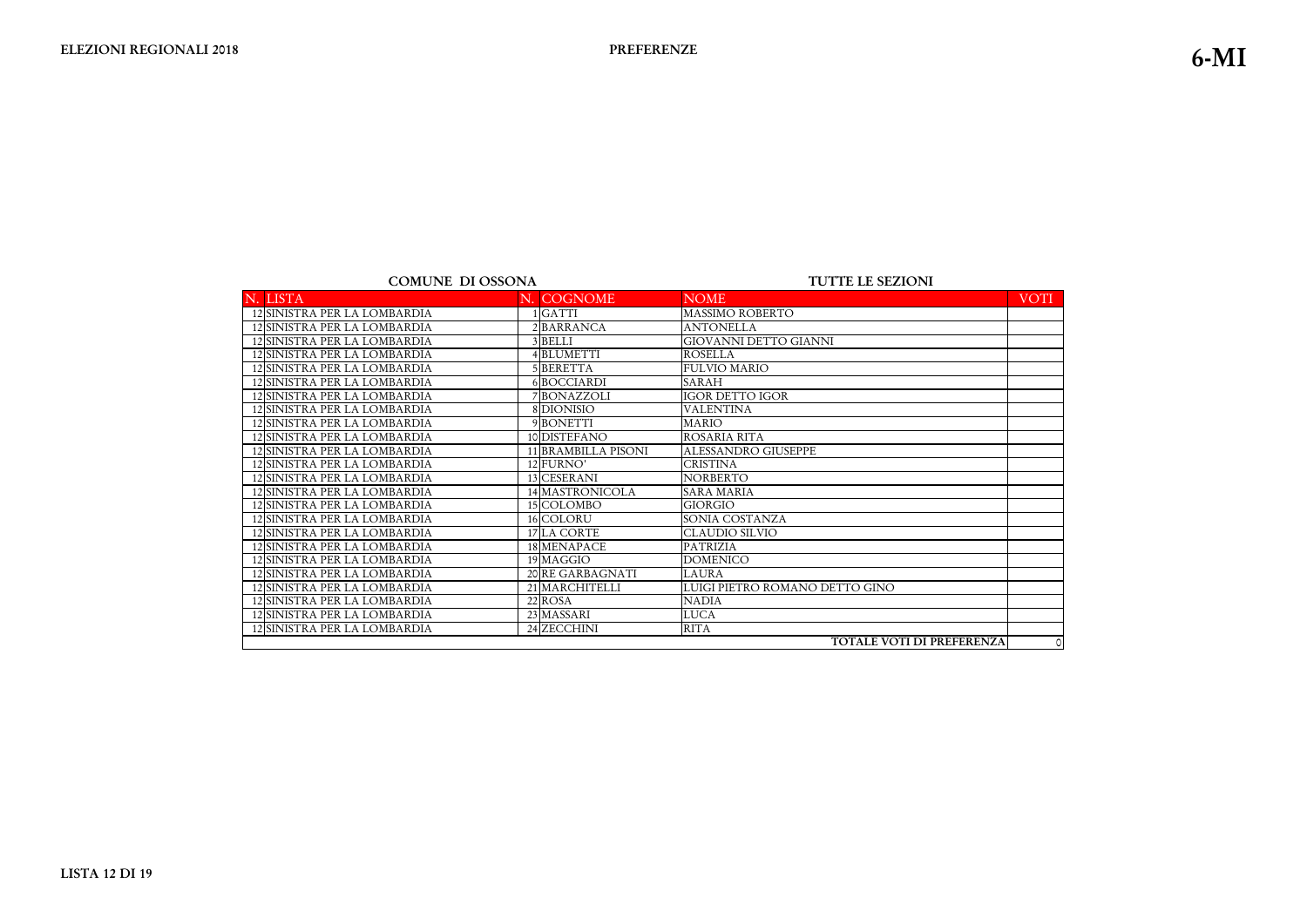**ELEZIONI REGIONALI 2018** **PREFERENZE** **6-MI**

**COMUNE DI OSSONA** **TUTTE LE SEZIONI**

| N. | LISTA | N. | COGNOME | NOME | VOTI |
|---|---|---|---|---|---|
| 12 | SINISTRA PER LA LOMBARDIA | 1 | GATTI | MASSIMO ROBERTO | |
| 12 | SINISTRA PER LA LOMBARDIA | 2 | BARRANCA | ANTONELLA | |
| 12 | SINISTRA PER LA LOMBARDIA | 3 | BELLI | GIOVANNI DETTO GIANNI | |
| 12 | SINISTRA PER LA LOMBARDIA | 4 | BLUMETTI | ROSELLA | |
| 12 | SINISTRA PER LA LOMBARDIA | 5 | BERETTA | FULVIO MARIO | |
| 12 | SINISTRA PER LA LOMBARDIA | 6 | BOCCIARDI | SARAH | |
| 12 | SINISTRA PER LA LOMBARDIA | 7 | BONAZZOLI | IGOR DETTO IGOR | |
| 12 | SINISTRA PER LA LOMBARDIA | 8 | DIONISIO | VALENTINA | |
| 12 | SINISTRA PER LA LOMBARDIA | 9 | BONETTI | MARIO | |
| 12 | SINISTRA PER LA LOMBARDIA | 10 | DISTEFANO | ROSARIA RITA | |
| 12 | SINISTRA PER LA LOMBARDIA | 11 | BRAMBILLA PISONI | ALESSANDRO GIUSEPPE | |
| 12 | SINISTRA PER LA LOMBARDIA | 12 | FURNO' | CRISTINA | |
| 12 | SINISTRA PER LA LOMBARDIA | 13 | CESERANI | NORBERTO | |
| 12 | SINISTRA PER LA LOMBARDIA | 14 | MASTRONICOLA | SARA MARIA | |
| 12 | SINISTRA PER LA LOMBARDIA | 15 | COLOMBO | GIORGIO | |
| 12 | SINISTRA PER LA LOMBARDIA | 16 | COLORU | SONIA COSTANZA | |
| 12 | SINISTRA PER LA LOMBARDIA | 17 | LA CORTE | CLAUDIO SILVIO | |
| 12 | SINISTRA PER LA LOMBARDIA | 18 | MENAPACE | PATRIZIA | |
| 12 | SINISTRA PER LA LOMBARDIA | 19 | MAGGIO | DOMENICO | |
| 12 | SINISTRA PER LA LOMBARDIA | 20 | RE GARBAGNATI | LAURA | |
| 12 | SINISTRA PER LA LOMBARDIA | 21 | MARCHITELLI | LUIGI PIETRO ROMANO DETTO GINO | |
| 12 | SINISTRA PER LA LOMBARDIA | 22 | ROSA | NADIA | |
| 12 | SINISTRA PER LA LOMBARDIA | 23 | MASSARI | LUCA | |
| 12 | SINISTRA PER LA LOMBARDIA | 24 | ZECCHINI | RITA | |
| | | | | **TOTALE VOTI DI PREFERENZA** | 0 |

**LISTA 12 DI 19**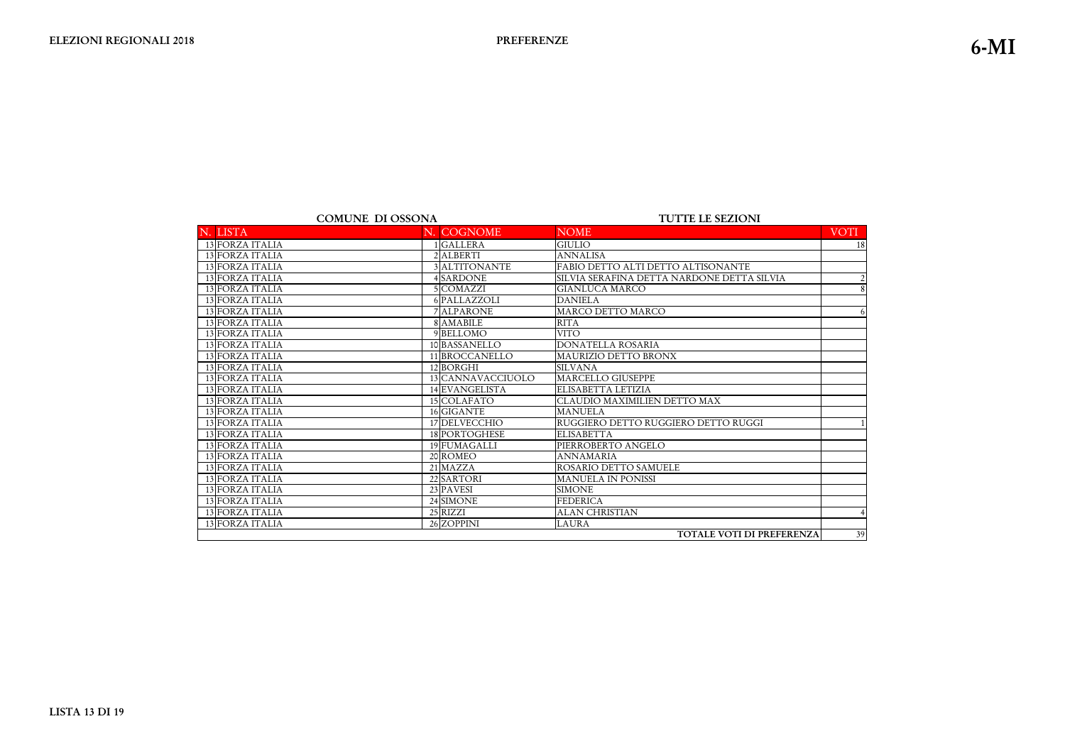**ELEZIONI REGIONALI 2018** **PREFERENZE** **6-MI**

**COMUNE DI OSSONA** **TUTTE LE SEZIONI**

| N. | LISTA | N. | COGNOME | NOME | VOTI |
|---|---|---|---|---|---|
| 13 | FORZA ITALIA | 1 | GALLERA | GIULIO | 18 |
| 13 | FORZA ITALIA | 2 | ALBERTI | ANNALISA | |
| 13 | FORZA ITALIA | 3 | ALTITONANTE | FABIO DETTO ALTI DETTO ALTISONANTE | |
| 13 | FORZA ITALIA | 4 | SARDONE | SILVIA SERAFINA DETTA NARDONE DETTA SILVIA | 2 |
| 13 | FORZA ITALIA | 5 | COMAZZI | GIANLUCA MARCO | 8 |
| 13 | FORZA ITALIA | 6 | PALLAZZOLI | DANIELA | |
| 13 | FORZA ITALIA | 7 | ALPARONE | MARCO DETTO MARCO | 6 |
| 13 | FORZA ITALIA | 8 | AMABILE | RITA | |
| 13 | FORZA ITALIA | 9 | BELLOMO | VITO | |
| 13 | FORZA ITALIA | 10 | BASSANELLO | DONATELLA ROSARIA | |
| 13 | FORZA ITALIA | 11 | BROCCANELLO | MAURIZIO DETTO BRONX | |
| 13 | FORZA ITALIA | 12 | BORGHI | SILVANA | |
| 13 | FORZA ITALIA | 13 | CANNAVACCIUOLO | MARCELLO GIUSEPPE | |
| 13 | FORZA ITALIA | 14 | EVANGELISTA | ELISABETTA LETIZIA | |
| 13 | FORZA ITALIA | 15 | COLAFATO | CLAUDIO MAXIMILIEN DETTO MAX | |
| 13 | FORZA ITALIA | 16 | GIGANTE | MANUELA | |
| 13 | FORZA ITALIA | 17 | DELVECCHIO | RUGGIERO DETTO RUGGIERO DETTO RUGGI | 1 |
| 13 | FORZA ITALIA | 18 | PORTOGHESE | ELISABETTA | |
| 13 | FORZA ITALIA | 19 | FUMAGALLI | PIERROBERTO ANGELO | |
| 13 | FORZA ITALIA | 20 | ROMEO | ANNAMARIA | |
| 13 | FORZA ITALIA | 21 | MAZZA | ROSARIO DETTO SAMUELE | |
| 13 | FORZA ITALIA | 22 | SARTORI | MANUELA IN PONISSI | |
| 13 | FORZA ITALIA | 23 | PAVESI | SIMONE | |
| 13 | FORZA ITALIA | 24 | SIMONE | FEDERICA | |
| 13 | FORZA ITALIA | 25 | RIZZI | ALAN CHRISTIAN | 4 |
| 13 | FORZA ITALIA | 26 | ZOPPINI | LAURA | |
| | | | | **TOTALE VOTI DI PREFERENZA** | 39 |

**LISTA 13 DI 19**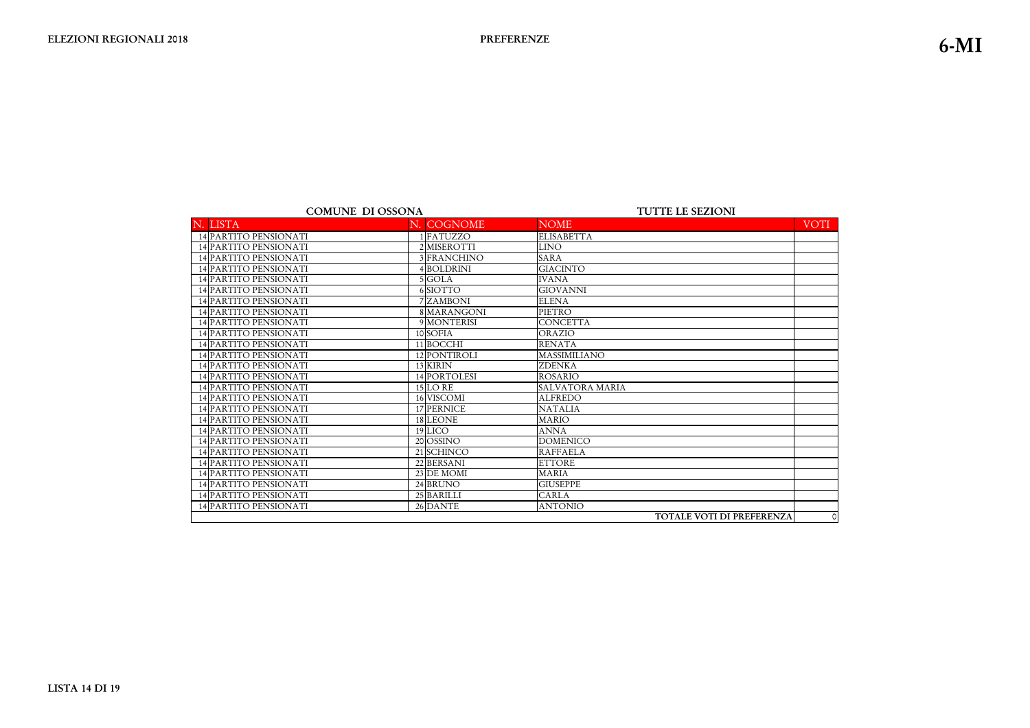**ELEZIONI REGIONALI 2018** **PREFERENZE** **6-MI**

**COMUNE DI OSSONA** **TUTTE LE SEZIONI**

| N. | LISTA | N. | COGNOME | NOME | VOTI |
|---|---|---|---|---|---|
| 14 | PARTITO PENSIONATI | 1 | FATUZZO | ELISABETTA | |
| 14 | PARTITO PENSIONATI | 2 | MISEROTTI | LINO | |
| 14 | PARTITO PENSIONATI | 3 | FRANCHINO | SARA | |
| 14 | PARTITO PENSIONATI | 4 | BOLDRINI | GIACINTO | |
| 14 | PARTITO PENSIONATI | 5 | GOLA | IVANA | |
| 14 | PARTITO PENSIONATI | 6 | SIOTTO | GIOVANNI | |
| 14 | PARTITO PENSIONATI | 7 | ZAMBONI | ELENA | |
| 14 | PARTITO PENSIONATI | 8 | MARANGONI | PIETRO | |
| 14 | PARTITO PENSIONATI | 9 | MONTERISI | CONCETTA | |
| 14 | PARTITO PENSIONATI | 10 | SOFIA | ORAZIO | |
| 14 | PARTITO PENSIONATI | 11 | BOCCHI | RENATA | |
| 14 | PARTITO PENSIONATI | 12 | PONTIROLI | MASSIMILIANO | |
| 14 | PARTITO PENSIONATI | 13 | KIRIN | ZDENKA | |
| 14 | PARTITO PENSIONATI | 14 | PORTOLESI | ROSARIO | |
| 14 | PARTITO PENSIONATI | 15 | LO RE | SALVATORA MARIA | |
| 14 | PARTITO PENSIONATI | 16 | VISCOMI | ALFREDO | |
| 14 | PARTITO PENSIONATI | 17 | PERNICE | NATALIA | |
| 14 | PARTITO PENSIONATI | 18 | LEONE | MARIO | |
| 14 | PARTITO PENSIONATI | 19 | LICO | ANNA | |
| 14 | PARTITO PENSIONATI | 20 | OSSINO | DOMENICO | |
| 14 | PARTITO PENSIONATI | 21 | SCHINCO | RAFFAELA | |
| 14 | PARTITO PENSIONATI | 22 | BERSANI | ETTORE | |
| 14 | PARTITO PENSIONATI | 23 | DE MOMI | MARIA | |
| 14 | PARTITO PENSIONATI | 24 | BRUNO | GIUSEPPE | |
| 14 | PARTITO PENSIONATI | 25 | BARILLI | CARLA | |
| 14 | PARTITO PENSIONATI | 26 | DANTE | ANTONIO | |
| | | | | **TOTALE VOTI DI PREFERENZA** | 0 |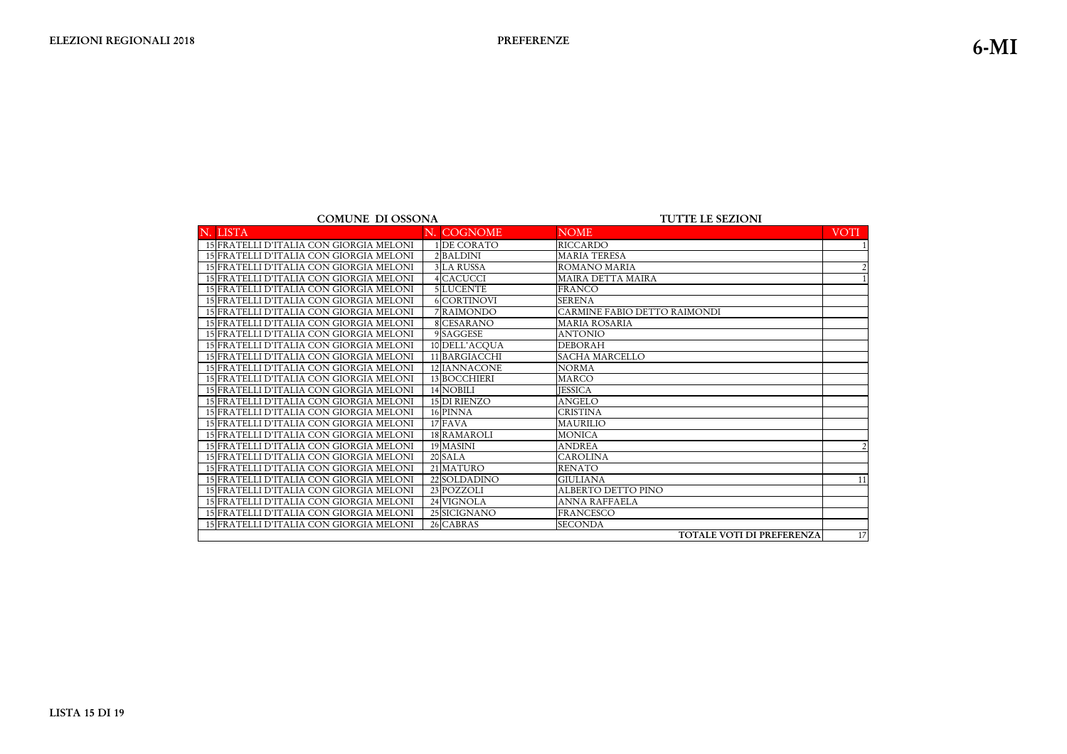**ELEZIONI REGIONALI 2018** | **PREFERENZE** | **6-MI**

**COMUNE DI OSSONA** — **TUTTE LE SEZIONI**

| N. | LISTA | N. | COGNOME | NOME | VOTI |
|---|---|---|---|---|---|
| 15 | FRATELLI D'ITALIA CON GIORGIA MELONI | 1 | DE CORATO | RICCARDO | 1 |
| 15 | FRATELLI D'ITALIA CON GIORGIA MELONI | 2 | BALDINI | MARIA TERESA | |
| 15 | FRATELLI D'ITALIA CON GIORGIA MELONI | 3 | LA RUSSA | ROMANO MARIA | 2 |
| 15 | FRATELLI D'ITALIA CON GIORGIA MELONI | 4 | CACUCCI | MAIRA DETTA MAIRA | 1 |
| 15 | FRATELLI D'ITALIA CON GIORGIA MELONI | 5 | LUCENTE | FRANCO | |
| 15 | FRATELLI D'ITALIA CON GIORGIA MELONI | 6 | CORTINOVI | SERENA | |
| 15 | FRATELLI D'ITALIA CON GIORGIA MELONI | 7 | RAIMONDO | CARMINE FABIO DETTO RAIMONDI | |
| 15 | FRATELLI D'ITALIA CON GIORGIA MELONI | 8 | CESARANO | MARIA ROSARIA | |
| 15 | FRATELLI D'ITALIA CON GIORGIA MELONI | 9 | SAGGESE | ANTONIO | |
| 15 | FRATELLI D'ITALIA CON GIORGIA MELONI | 10 | DELL'ACQUA | DEBORAH | |
| 15 | FRATELLI D'ITALIA CON GIORGIA MELONI | 11 | BARGIACCHI | SACHA MARCELLO | |
| 15 | FRATELLI D'ITALIA CON GIORGIA MELONI | 12 | IANNACONE | NORMA | |
| 15 | FRATELLI D'ITALIA CON GIORGIA MELONI | 13 | BOCCHIERI | MARCO | |
| 15 | FRATELLI D'ITALIA CON GIORGIA MELONI | 14 | NOBILI | JESSICA | |
| 15 | FRATELLI D'ITALIA CON GIORGIA MELONI | 15 | DI RIENZO | ANGELO | |
| 15 | FRATELLI D'ITALIA CON GIORGIA MELONI | 16 | PINNA | CRISTINA | |
| 15 | FRATELLI D'ITALIA CON GIORGIA MELONI | 17 | FAVA | MAURILIO | |
| 15 | FRATELLI D'ITALIA CON GIORGIA MELONI | 18 | RAMAROLI | MONICA | |
| 15 | FRATELLI D'ITALIA CON GIORGIA MELONI | 19 | MASINI | ANDREA | 2 |
| 15 | FRATELLI D'ITALIA CON GIORGIA MELONI | 20 | SALA | CAROLINA | |
| 15 | FRATELLI D'ITALIA CON GIORGIA MELONI | 21 | MATURO | RENATO | |
| 15 | FRATELLI D'ITALIA CON GIORGIA MELONI | 22 | SOLDADINO | GIULIANA | 11 |
| 15 | FRATELLI D'ITALIA CON GIORGIA MELONI | 23 | POZZOLI | ALBERTO DETTO PINO | |
| 15 | FRATELLI D'ITALIA CON GIORGIA MELONI | 24 | VIGNOLA | ANNA RAFFAELA | |
| 15 | FRATELLI D'ITALIA CON GIORGIA MELONI | 25 | SICIGNANO | FRANCESCO | |
| 15 | FRATELLI D'ITALIA CON GIORGIA MELONI | 26 | CABRAS | SECONDA | |
| | | | | **TOTALE VOTI DI PREFERENZA** | 17 |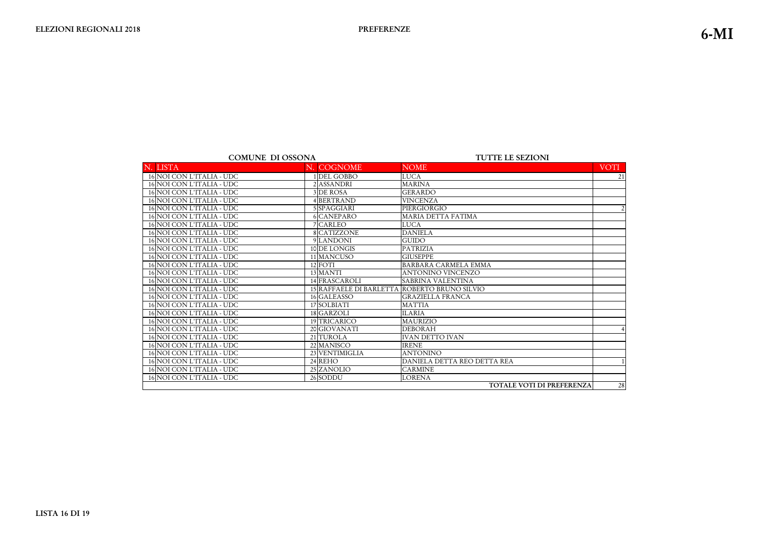**COMUNE DI OSSONA** — **TUTTE LE SEZIONI**

| N. | LISTA | N. | COGNOME | NOME | VOTI |
|---|---|---|---|---|---|
| 16 | NOI CON L'ITALIA - UDC | 1 | DEL GOBBO | LUCA | 21 |
| 16 | NOI CON L'ITALIA - UDC | 2 | ASSANDRI | MARINA | |
| 16 | NOI CON L'ITALIA - UDC | 3 | DE ROSA | GERARDO | |
| 16 | NOI CON L'ITALIA - UDC | 4 | BERTRAND | VINCENZA | |
| 16 | NOI CON L'ITALIA - UDC | 5 | SPAGGIARI | PIERGIORGIO | 2 |
| 16 | NOI CON L'ITALIA - UDC | 6 | CANEPARO | MARIA DETTA FATIMA | |
| 16 | NOI CON L'ITALIA - UDC | 7 | CARLEO | LUCA | |
| 16 | NOI CON L'ITALIA - UDC | 8 | CATIZZONE | DANIELA | |
| 16 | NOI CON L'ITALIA - UDC | 9 | LANDONI | GUIDO | |
| 16 | NOI CON L'ITALIA - UDC | 10 | DE LONGIS | PATRIZIA | |
| 16 | NOI CON L'ITALIA - UDC | 11 | MANCUSO | GIUSEPPE | |
| 16 | NOI CON L'ITALIA - UDC | 12 | FOTI | BARBARA CARMELA EMMA | |
| 16 | NOI CON L'ITALIA - UDC | 13 | MANTI | ANTONINO VINCENZO | |
| 16 | NOI CON L'ITALIA - UDC | 14 | FRASCAROLI | SABRINA VALENTINA | |
| 16 | NOI CON L'ITALIA - UDC | 15 | RAFFAELE DI BARLETTA | ROBERTO BRUNO SILVIO | |
| 16 | NOI CON L'ITALIA - UDC | 16 | GALEASSO | GRAZIELLA FRANCA | |
| 16 | NOI CON L'ITALIA - UDC | 17 | SOLBIATI | MATTIA | |
| 16 | NOI CON L'ITALIA - UDC | 18 | GARZOLI | ILARIA | |
| 16 | NOI CON L'ITALIA - UDC | 19 | TRICARICO | MAURIZIO | |
| 16 | NOI CON L'ITALIA - UDC | 20 | GIOVANATI | DEBORAH | 4 |
| 16 | NOI CON L'ITALIA - UDC | 21 | TUROLA | IVAN DETTO IVAN | |
| 16 | NOI CON L'ITALIA - UDC | 22 | MANISCO | IRENE | |
| 16 | NOI CON L'ITALIA - UDC | 23 | VENTIMIGLIA | ANTONINO | |
| 16 | NOI CON L'ITALIA - UDC | 24 | REHO | DANIELA DETTA REO DETTA REA | 1 |
| 16 | NOI CON L'ITALIA - UDC | 25 | ZANOLIO | CARMINE | |
| 16 | NOI CON L'ITALIA - UDC | 26 | SODDU | LORENA | |
| | | | | **TOTALE VOTI DI PREFERENZA** | 28 |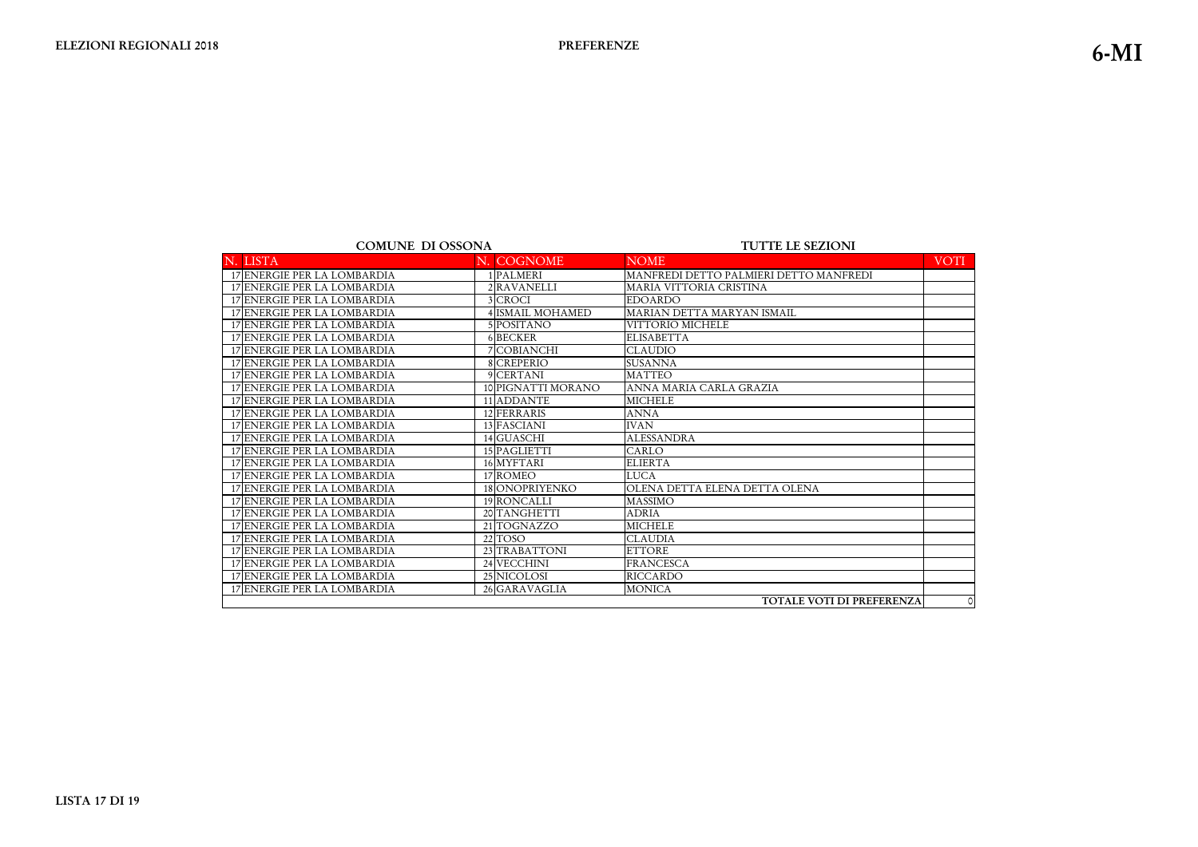**ELEZIONI REGIONALI 2018** **PREFERENZE** **6-MI**

**COMUNE DI OSSONA** **TUTTE LE SEZIONI**

| N. | LISTA | N. | COGNOME | NOME | VOTI |
|---|---|---|---|---|---|
| 17 | ENERGIE PER LA LOMBARDIA | 1 | PALMERI | MANFREDI DETTO PALMIERI DETTO MANFREDI | |
| 17 | ENERGIE PER LA LOMBARDIA | 2 | RAVANELLI | MARIA VITTORIA CRISTINA | |
| 17 | ENERGIE PER LA LOMBARDIA | 3 | CROCI | EDOARDO | |
| 17 | ENERGIE PER LA LOMBARDIA | 4 | ISMAIL MOHAMED | MARIAN DETTA MARYAN ISMAIL | |
| 17 | ENERGIE PER LA LOMBARDIA | 5 | POSITANO | VITTORIO MICHELE | |
| 17 | ENERGIE PER LA LOMBARDIA | 6 | BECKER | ELISABETTA | |
| 17 | ENERGIE PER LA LOMBARDIA | 7 | COBIANCHI | CLAUDIO | |
| 17 | ENERGIE PER LA LOMBARDIA | 8 | CREPERIO | SUSANNA | |
| 17 | ENERGIE PER LA LOMBARDIA | 9 | CERTANI | MATTEO | |
| 17 | ENERGIE PER LA LOMBARDIA | 10 | PIGNATTI MORANO | ANNA MARIA CARLA GRAZIA | |
| 17 | ENERGIE PER LA LOMBARDIA | 11 | ADDANTE | MICHELE | |
| 17 | ENERGIE PER LA LOMBARDIA | 12 | FERRARIS | ANNA | |
| 17 | ENERGIE PER LA LOMBARDIA | 13 | FASCIANI | IVAN | |
| 17 | ENERGIE PER LA LOMBARDIA | 14 | GUASCHI | ALESSANDRA | |
| 17 | ENERGIE PER LA LOMBARDIA | 15 | PAGLIETTI | CARLO | |
| 17 | ENERGIE PER LA LOMBARDIA | 16 | MYFTARI | ELIERTA | |
| 17 | ENERGIE PER LA LOMBARDIA | 17 | ROMEO | LUCA | |
| 17 | ENERGIE PER LA LOMBARDIA | 18 | ONOPRIYENKO | OLENA DETTA ELENA DETTA OLENA | |
| 17 | ENERGIE PER LA LOMBARDIA | 19 | RONCALLI | MASSIMO | |
| 17 | ENERGIE PER LA LOMBARDIA | 20 | TANGHETTI | ADRIA | |
| 17 | ENERGIE PER LA LOMBARDIA | 21 | TOGNAZZO | MICHELE | |
| 17 | ENERGIE PER LA LOMBARDIA | 22 | TOSO | CLAUDIA | |
| 17 | ENERGIE PER LA LOMBARDIA | 23 | TRABATTONI | ETTORE | |
| 17 | ENERGIE PER LA LOMBARDIA | 24 | VECCHINI | FRANCESCA | |
| 17 | ENERGIE PER LA LOMBARDIA | 25 | NICOLOSI | RICCARDO | |
| 17 | ENERGIE PER LA LOMBARDIA | 26 | GARAVAGLIA | MONICA | |
| | | | | **TOTALE VOTI DI PREFERENZA** | 0 |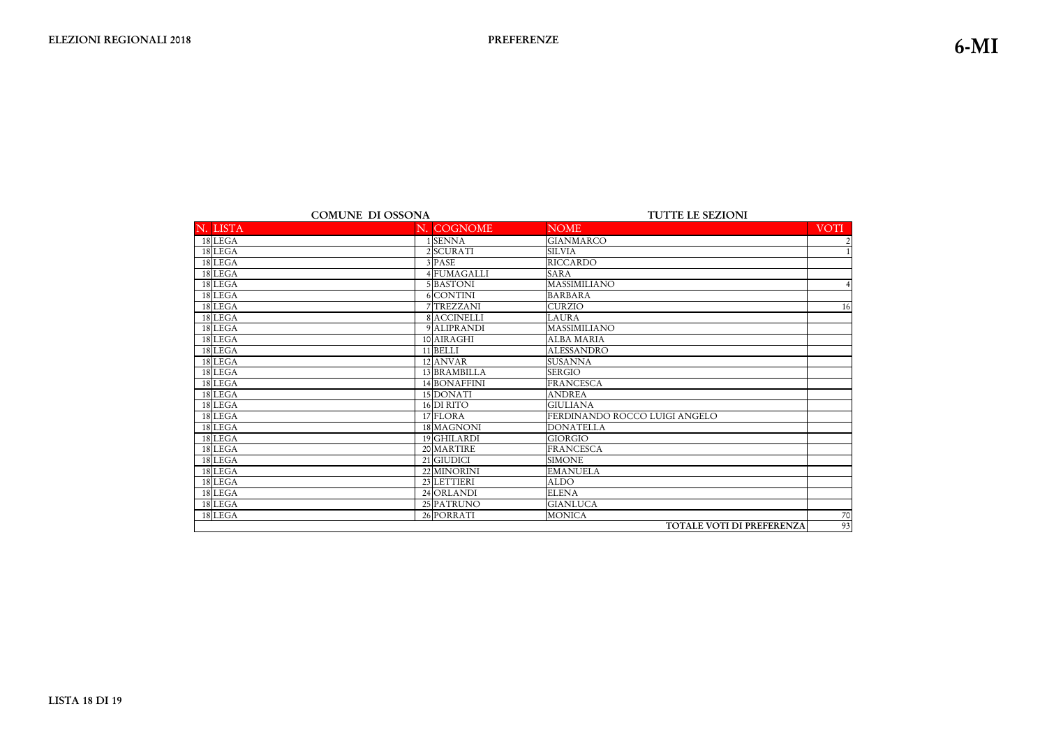**ELEZIONI REGIONALI 2018** **PREFERENZE** **6-MI**

**COMUNE DI OSSONA** **TUTTE LE SEZIONI**

| N. | LISTA | N. | COGNOME | NOME | VOTI |
|---|---|---|---|---|---|
| 18 | LEGA | 1 | SENNA | GIANMARCO | 2 |
| 18 | LEGA | 2 | SCURATI | SILVIA | 1 |
| 18 | LEGA | 3 | PASE | RICCARDO | |
| 18 | LEGA | 4 | FUMAGALLI | SARA | |
| 18 | LEGA | 5 | BASTONI | MASSIMILIANO | 4 |
| 18 | LEGA | 6 | CONTINI | BARBARA | |
| 18 | LEGA | 7 | TREZZANI | CURZIO | 16 |
| 18 | LEGA | 8 | ACCINELLI | LAURA | |
| 18 | LEGA | 9 | ALIPRANDI | MASSIMILIANO | |
| 18 | LEGA | 10 | AIRAGHI | ALBA MARIA | |
| 18 | LEGA | 11 | BELLI | ALESSANDRO | |
| 18 | LEGA | 12 | ANVAR | SUSANNA | |
| 18 | LEGA | 13 | BRAMBILLA | SERGIO | |
| 18 | LEGA | 14 | BONAFFINI | FRANCESCA | |
| 18 | LEGA | 15 | DONATI | ANDREA | |
| 18 | LEGA | 16 | DI RITO | GIULIANA | |
| 18 | LEGA | 17 | FLORA | FERDINANDO ROCCO LUIGI ANGELO | |
| 18 | LEGA | 18 | MAGNONI | DONATELLA | |
| 18 | LEGA | 19 | GHILARDI | GIORGIO | |
| 18 | LEGA | 20 | MARTIRE | FRANCESCA | |
| 18 | LEGA | 21 | GIUDICI | SIMONE | |
| 18 | LEGA | 22 | MINORINI | EMANUELA | |
| 18 | LEGA | 23 | LETTIERI | ALDO | |
| 18 | LEGA | 24 | ORLANDI | ELENA | |
| 18 | LEGA | 25 | PATRUNO | GIANLUCA | |
| 18 | LEGA | 26 | PORRATI | MONICA | 70 |
| | | | | **TOTALE VOTI DI PREFERENZA** | 93 |

**LISTA 18 DI 19**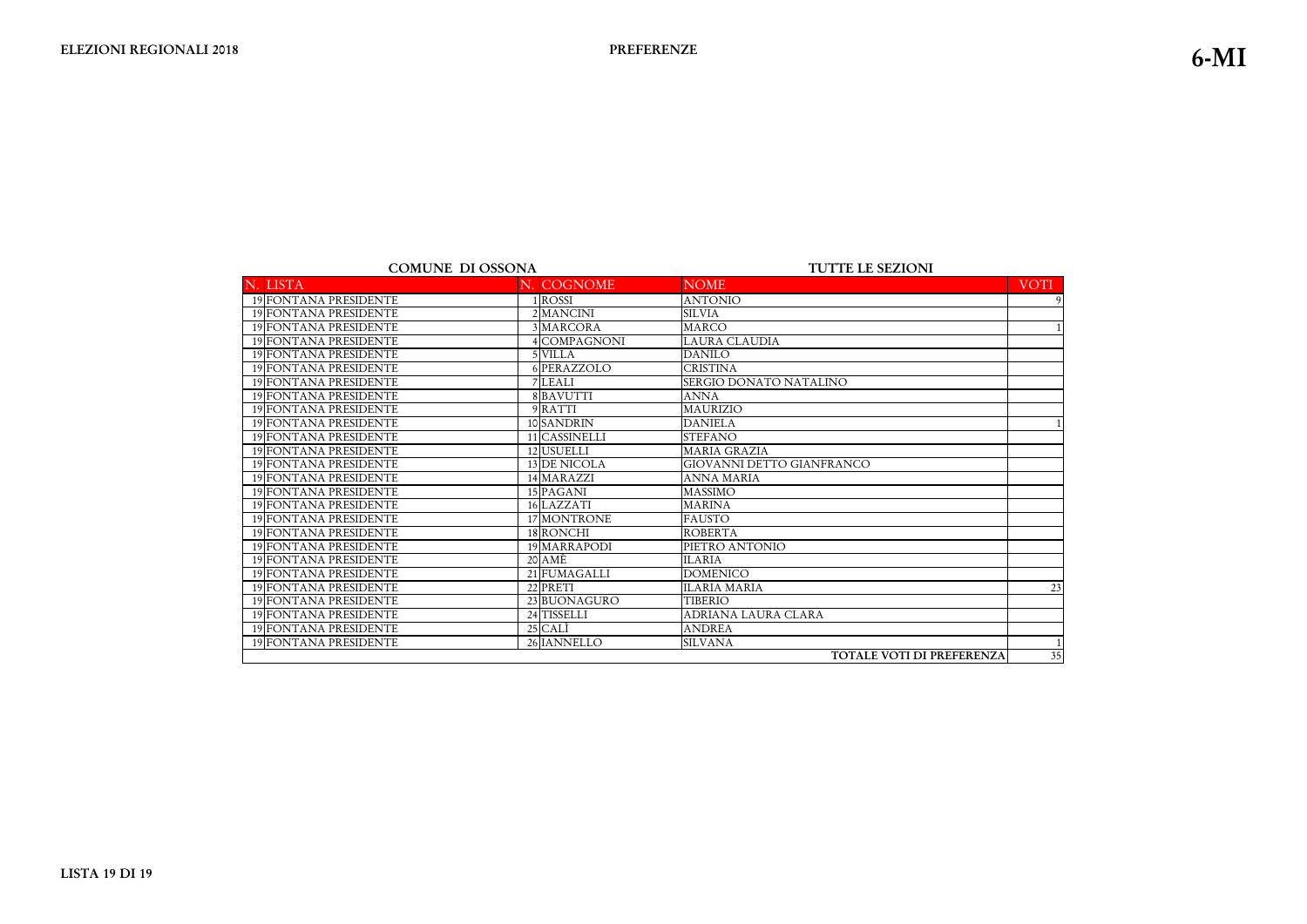**ELEZIONI REGIONALI 2018** **PREFERENZE** **6-MI**

**COMUNE DI OSSONA** **TUTTE LE SEZIONI**

| N. | LISTA | N. | COGNOME | NOME | VOTI |
|---|---|---|---|---|---|
| 19 | FONTANA PRESIDENTE | 1 | ROSSI | ANTONIO | 9 |
| 19 | FONTANA PRESIDENTE | 2 | MANCINI | SILVIA | |
| 19 | FONTANA PRESIDENTE | 3 | MARCORA | MARCO | 1 |
| 19 | FONTANA PRESIDENTE | 4 | COMPAGNONI | LAURA CLAUDIA | |
| 19 | FONTANA PRESIDENTE | 5 | VILLA | DANILO | |
| 19 | FONTANA PRESIDENTE | 6 | PERAZZOLO | CRISTINA | |
| 19 | FONTANA PRESIDENTE | 7 | LEALI | SERGIO DONATO NATALINO | |
| 19 | FONTANA PRESIDENTE | 8 | BAVUTTI | ANNA | |
| 19 | FONTANA PRESIDENTE | 9 | RATTI | MAURIZIO | |
| 19 | FONTANA PRESIDENTE | 10 | SANDRIN | DANIELA | 1 |
| 19 | FONTANA PRESIDENTE | 11 | CASSINELLI | STEFANO | |
| 19 | FONTANA PRESIDENTE | 12 | USUELLI | MARIA GRAZIA | |
| 19 | FONTANA PRESIDENTE | 13 | DE NICOLA | GIOVANNI DETTO GIANFRANCO | |
| 19 | FONTANA PRESIDENTE | 14 | MARAZZI | ANNA MARIA | |
| 19 | FONTANA PRESIDENTE | 15 | PAGANI | MASSIMO | |
| 19 | FONTANA PRESIDENTE | 16 | LAZZATI | MARINA | |
| 19 | FONTANA PRESIDENTE | 17 | MONTRONE | FAUSTO | |
| 19 | FONTANA PRESIDENTE | 18 | RONCHI | ROBERTA | |
| 19 | FONTANA PRESIDENTE | 19 | MARRAPODI | PIETRO ANTONIO | |
| 19 | FONTANA PRESIDENTE | 20 | AMÈ | ILARIA | |
| 19 | FONTANA PRESIDENTE | 21 | FUMAGALLI | DOMENICO | |
| 19 | FONTANA PRESIDENTE | 22 | PRETI | ILARIA MARIA | 23 |
| 19 | FONTANA PRESIDENTE | 23 | BUONAGURO | TIBERIO | |
| 19 | FONTANA PRESIDENTE | 24 | TISSELLI | ADRIANA LAURA CLARA | |
| 19 | FONTANA PRESIDENTE | 25 | CALÌ | ANDREA | |
| 19 | FONTANA PRESIDENTE | 26 | IANNELLO | SILVANA | 1 |
| | | | | **TOTALE VOTI DI PREFERENZA** | 35 |